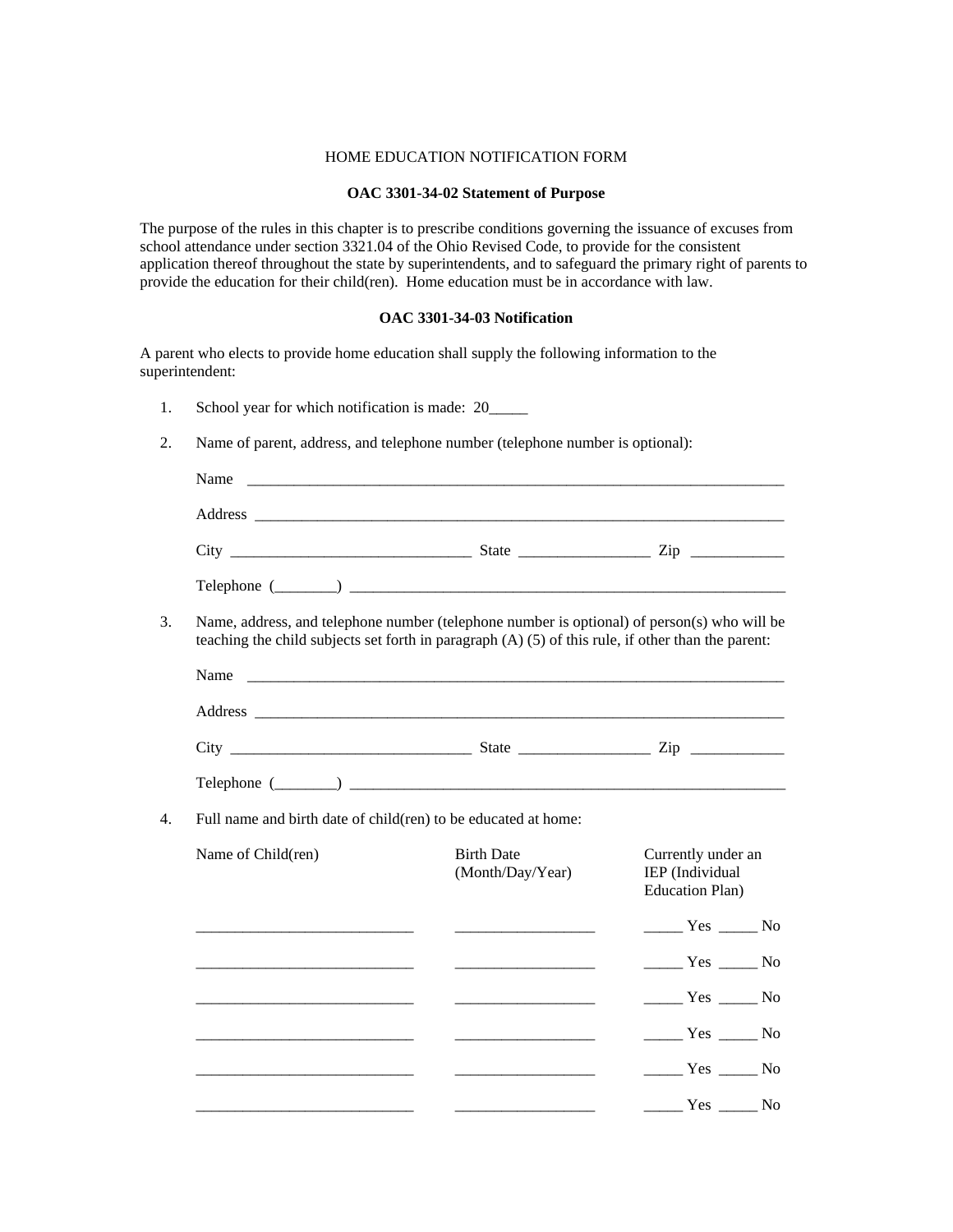HOME EDUCATION NOTIFICATION FORM

**OAC 3301-34-02 Statement of Purpose**

The purpose of the rules in this chapter is to prescribe conditions governing the issuance of excuses from school attendance under section 3321.04 of the Ohio Revised Code, to provide for the consistent application thereof throughout the state by superintendents, and to safeguard the primary right of parents to provide the education for their child(ren). Home education must be in accordance with law.

**OAC 3301-34-03 Notification**

A parent who elects to provide home education shall supply the following information to the superintendent:

1. School year for which notification is made: 20_____

2. Name of parent, address, and telephone number (telephone number is optional):

   Name ___________________________________________________________________________

   Address _________________________________________________________________________

   City _______________________________ State _________________ Zip ____________

   Telephone (________) __________________________________________________________

3. Name, address, and telephone number (telephone number is optional) of person(s) who will be teaching the child subjects set forth in paragraph (A) (5) of this rule, if other than the parent:

   Name ___________________________________________________________________________

   Address _________________________________________________________________________

   City _______________________________ State _________________ Zip ____________

   Telephone (________) __________________________________________________________

4. Full name and birth date of child(ren) to be educated at home:

| Name of Child(ren) | Birth Date (Month/Day/Year) | Currently under an IEP (Individual Education Plan) |
|---|---|---|
| ____________________________ | __________________ | _____ Yes _____ No |
| ____________________________ | __________________ | _____ Yes _____ No |
| ____________________________ | __________________ | _____ Yes _____ No |
| ____________________________ | __________________ | _____ Yes _____ No |
| ____________________________ | __________________ | _____ Yes _____ No |
| ____________________________ | __________________ | _____ Yes _____ No |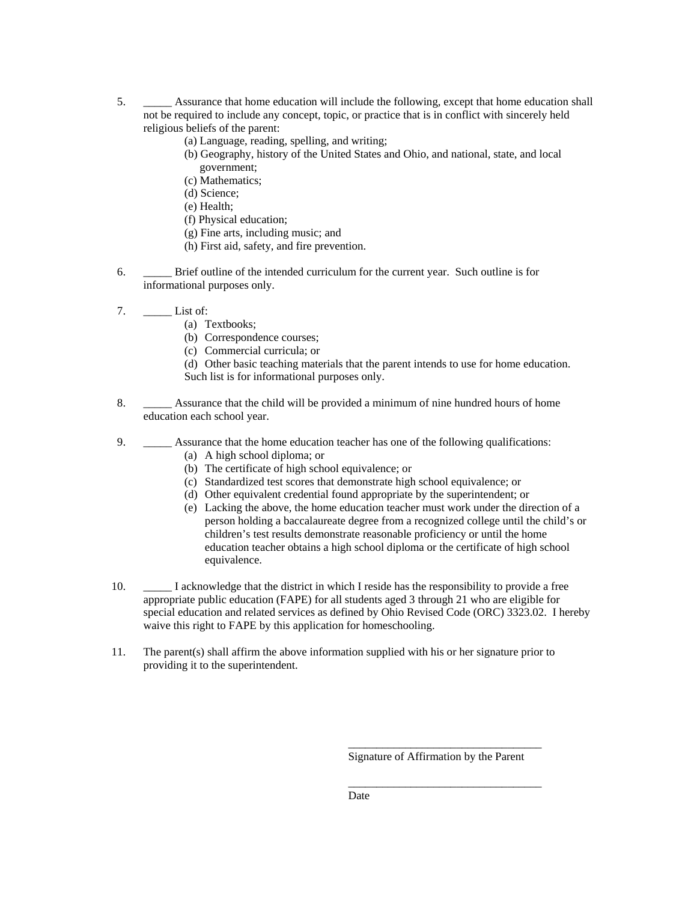5. _____ Assurance that home education will include the following, except that home education shall not be required to include any concept, topic, or practice that is in conflict with sincerely held religious beliefs of the parent:
   - (a) Language, reading, spelling, and writing;
   - (b) Geography, history of the United States and Ohio, and national, state, and local government;
   - (c) Mathematics;
   - (d) Science;
   - (e) Health;
   - (f) Physical education;
   - (g) Fine arts, including music; and
   - (h) First aid, safety, and fire prevention.

6. _____ Brief outline of the intended curriculum for the current year. Such outline is for informational purposes only.

7. _____ List of:
   - (a) Textbooks;
   - (b) Correspondence courses;
   - (c) Commercial curricula; or
   - (d) Other basic teaching materials that the parent intends to use for home education.

   Such list is for informational purposes only.

8. _____ Assurance that the child will be provided a minimum of nine hundred hours of home education each school year.

9. _____ Assurance that the home education teacher has one of the following qualifications:
   - (a) A high school diploma; or
   - (b) The certificate of high school equivalence; or
   - (c) Standardized test scores that demonstrate high school equivalence; or
   - (d) Other equivalent credential found appropriate by the superintendent; or
   - (e) Lacking the above, the home education teacher must work under the direction of a person holding a baccalaureate degree from a recognized college until the child's or children's test results demonstrate reasonable proficiency or until the home education teacher obtains a high school diploma or the certificate of high school equivalence.

10. _____ I acknowledge that the district in which I reside has the responsibility to provide a free appropriate public education (FAPE) for all students aged 3 through 21 who are eligible for special education and related services as defined by Ohio Revised Code (ORC) 3323.02. I hereby waive this right to FAPE by this application for homeschooling.

11. The parent(s) shall affirm the above information supplied with his or her signature prior to providing it to the superintendent.

___________________________________
Signature of Affirmation by the Parent

___________________________________
Date